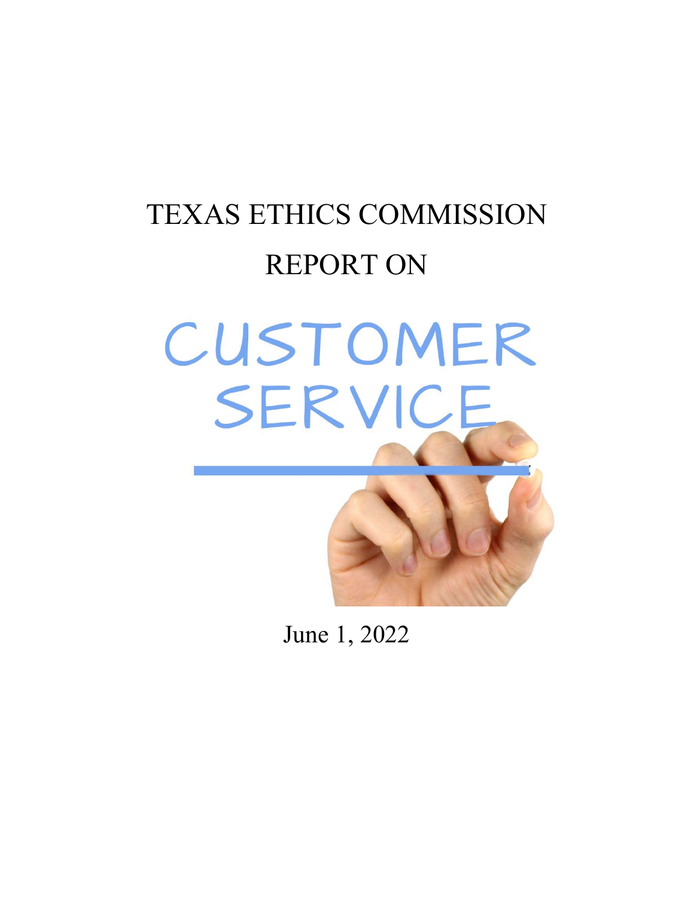# TEXAS ETHICS COMMISSION

## REPORT ON

# CUSTOMER SERVICE

June 1, 2022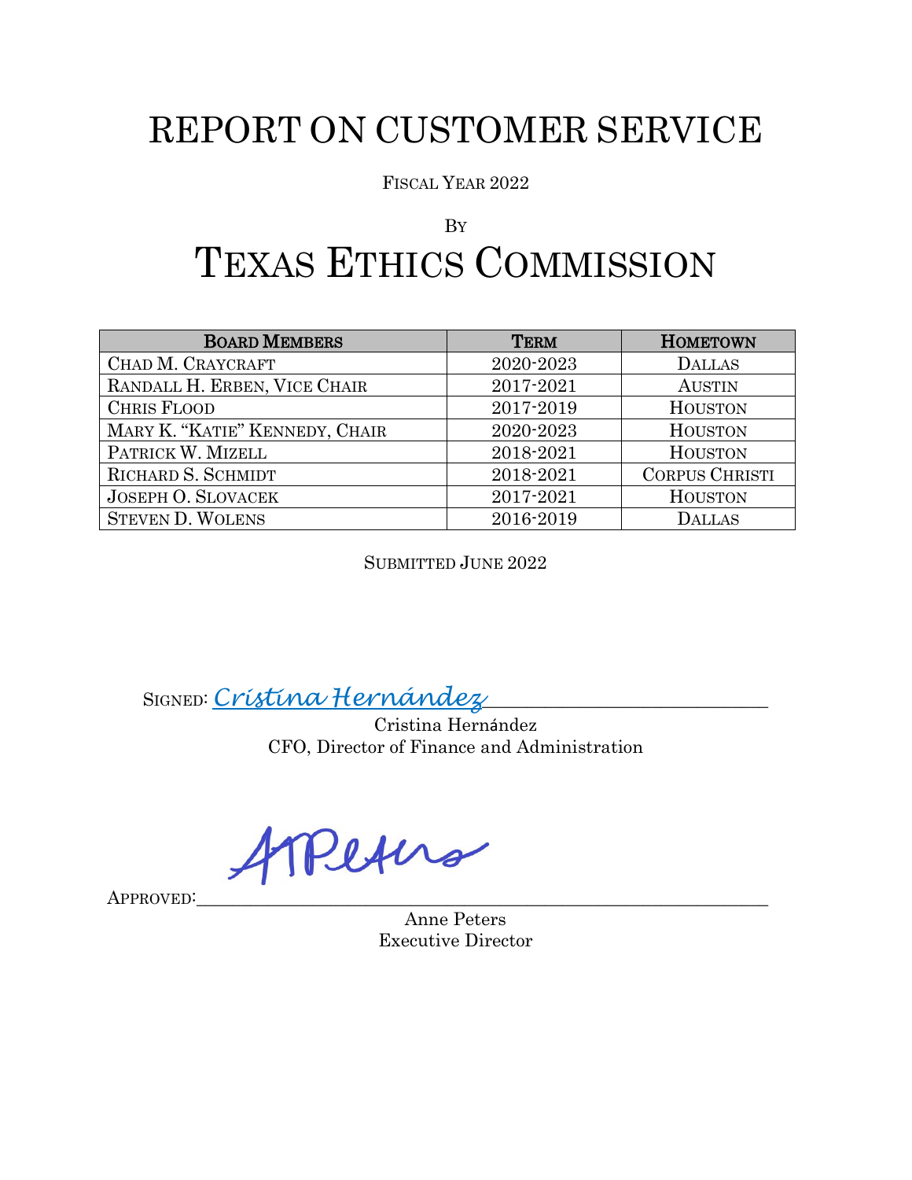# REPORT ON CUSTOMER SERVICE

FISCAL YEAR 2022

BY

# TEXAS ETHICS COMMISSION

| BOARD MEMBERS | TERM | HOMETOWN |
|---|---|---|
| CHAD M. CRAYCRAFT | 2020-2023 | DALLAS |
| RANDALL H. ERBEN, VICE CHAIR | 2017-2021 | AUSTIN |
| CHRIS FLOOD | 2017-2019 | HOUSTON |
| MARY K. "KATIE" KENNEDY, CHAIR | 2020-2023 | HOUSTON |
| PATRICK W. MIZELL | 2018-2021 | HOUSTON |
| RICHARD S. SCHMIDT | 2018-2021 | CORPUS CHRISTI |
| JOSEPH O. SLOVACEK | 2017-2021 | HOUSTON |
| STEVEN D. WOLENS | 2016-2019 | DALLAS |

SUBMITTED JUNE 2022

SIGNED: *Cristina Hernández*

Cristina Hernández
CFO, Director of Finance and Administration

APPROVED: ______________________

Anne Peters
Executive Director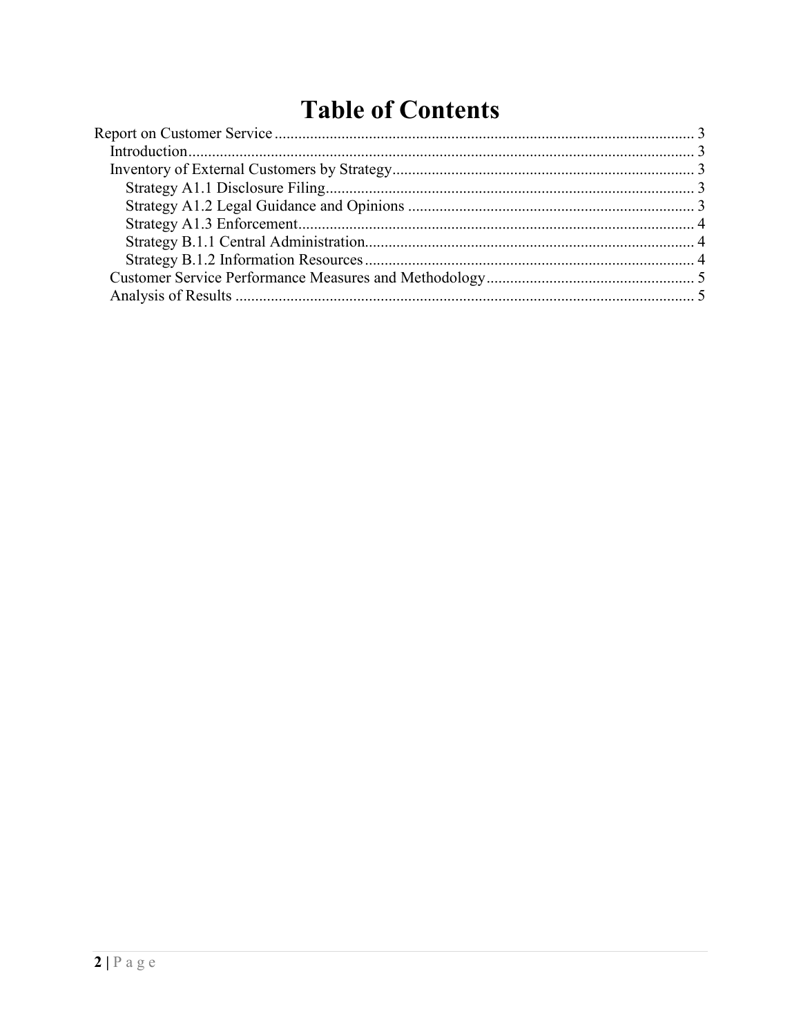# Table of Contents

Report on Customer Service ........................................................................................................... 3

- Introduction ................................................................................................................................. 3
- Inventory of External Customers by Strategy ............................................................................. 3
  - Strategy A1.1 Disclosure Filing .............................................................................................. 3
  - Strategy A1.2 Legal Guidance and Opinions .......................................................................... 3
  - Strategy A1.3 Enforcement ..................................................................................................... 4
  - Strategy B.1.1 Central Administration .................................................................................... 4
  - Strategy B.1.2 Information Resources .................................................................................... 4
- Customer Service Performance Measures and Methodology ..................................................... 5
- Analysis of Results ..................................................................................................................... 5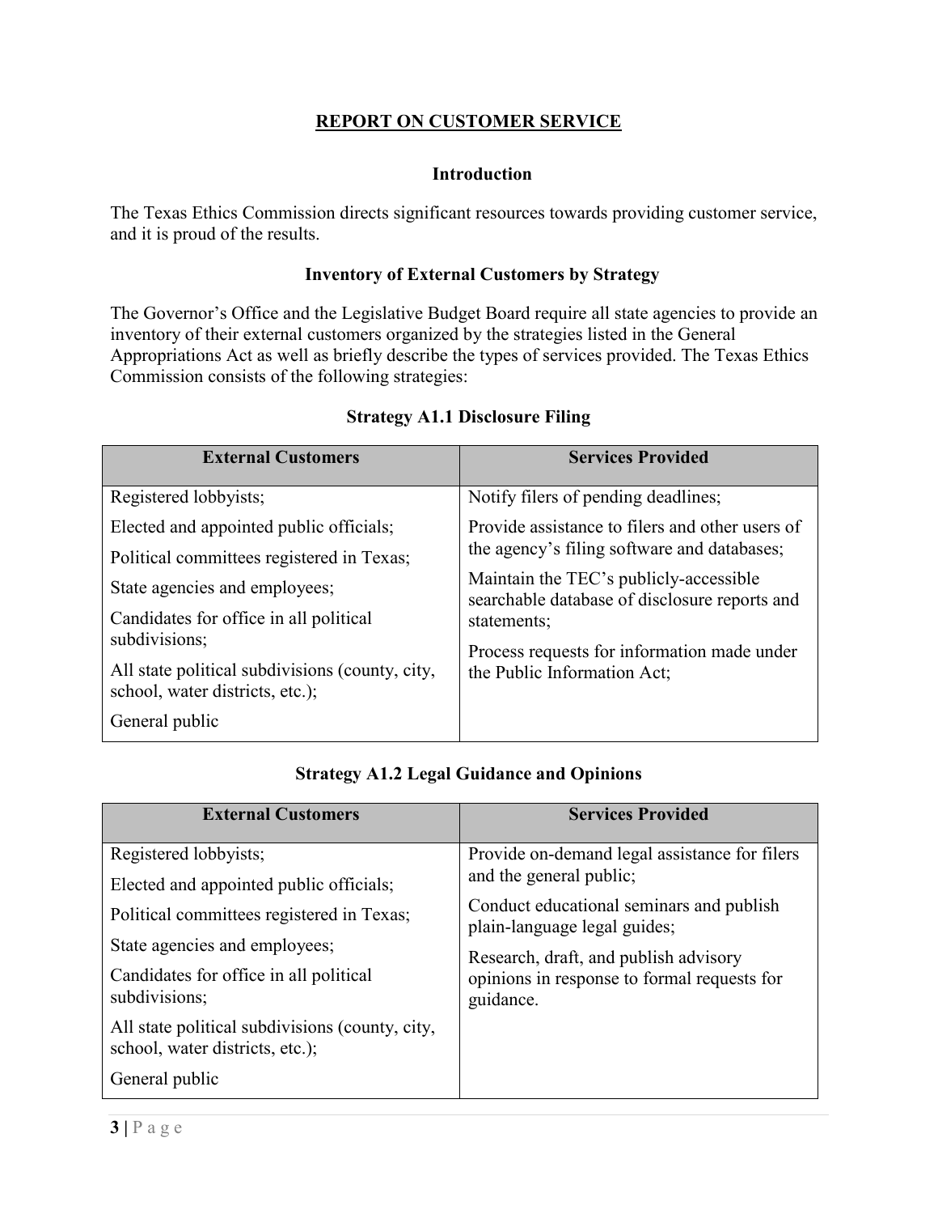# REPORT ON CUSTOMER SERVICE

## Introduction

The Texas Ethics Commission directs significant resources towards providing customer service, and it is proud of the results.

## Inventory of External Customers by Strategy

The Governor's Office and the Legislative Budget Board require all state agencies to provide an inventory of their external customers organized by the strategies listed in the General Appropriations Act as well as briefly describe the types of services provided. The Texas Ethics Commission consists of the following strategies:

### Strategy A1.1 Disclosure Filing

| External Customers | Services Provided |
| --- | --- |
| Registered lobbyists;<br>Elected and appointed public officials;<br>Political committees registered in Texas;<br>State agencies and employees;<br>Candidates for office in all political subdivisions;<br>All state political subdivisions (county, city, school, water districts, etc.);<br>General public | Notify filers of pending deadlines;<br>Provide assistance to filers and other users of the agency's filing software and databases;<br>Maintain the TEC's publicly-accessible searchable database of disclosure reports and statements;<br>Process requests for information made under the Public Information Act; |

### Strategy A1.2 Legal Guidance and Opinions

| External Customers | Services Provided |
| --- | --- |
| Registered lobbyists;<br>Elected and appointed public officials;<br>Political committees registered in Texas;<br>State agencies and employees;<br>Candidates for office in all political subdivisions;<br>All state political subdivisions (county, city, school, water districts, etc.);<br>General public | Provide on-demand legal assistance for filers and the general public;<br>Conduct educational seminars and publish plain-language legal guides;<br>Research, draft, and publish advisory opinions in response to formal requests for guidance. |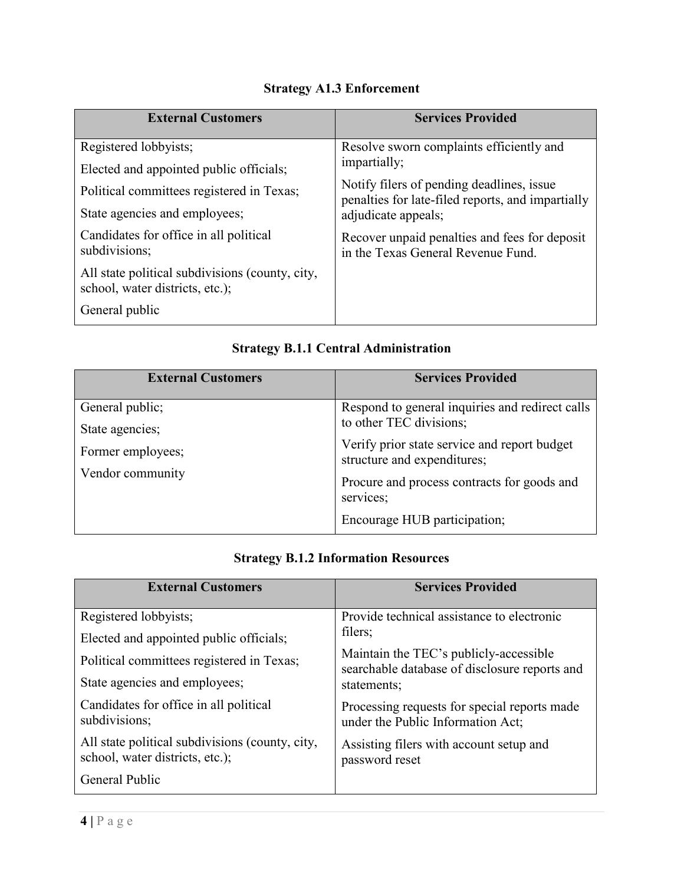### Strategy A1.3 Enforcement

| External Customers | Services Provided |
| --- | --- |
| Registered lobbyists;<br>Elected and appointed public officials;<br>Political committees registered in Texas;<br>State agencies and employees;<br>Candidates for office in all political subdivisions;<br>All state political subdivisions (county, city, school, water districts, etc.);<br>General public | Resolve sworn complaints efficiently and impartially;<br>Notify filers of pending deadlines, issue penalties for late-filed reports, and impartially adjudicate appeals;<br>Recover unpaid penalties and fees for deposit in the Texas General Revenue Fund. |

### Strategy B.1.1 Central Administration

| External Customers | Services Provided |
| --- | --- |
| General public;<br>State agencies;<br>Former employees;<br>Vendor community | Respond to general inquiries and redirect calls to other TEC divisions;<br>Verify prior state service and report budget structure and expenditures;<br>Procure and process contracts for goods and services;<br>Encourage HUB participation; |

### Strategy B.1.2 Information Resources

| External Customers | Services Provided |
| --- | --- |
| Registered lobbyists;<br>Elected and appointed public officials;<br>Political committees registered in Texas;<br>State agencies and employees;<br>Candidates for office in all political subdivisions;<br>All state political subdivisions (county, city, school, water districts, etc.);<br>General Public | Provide technical assistance to electronic filers;<br>Maintain the TEC's publicly-accessible searchable database of disclosure reports and statements;<br>Processing requests for special reports made under the Public Information Act;<br>Assisting filers with account setup and password reset |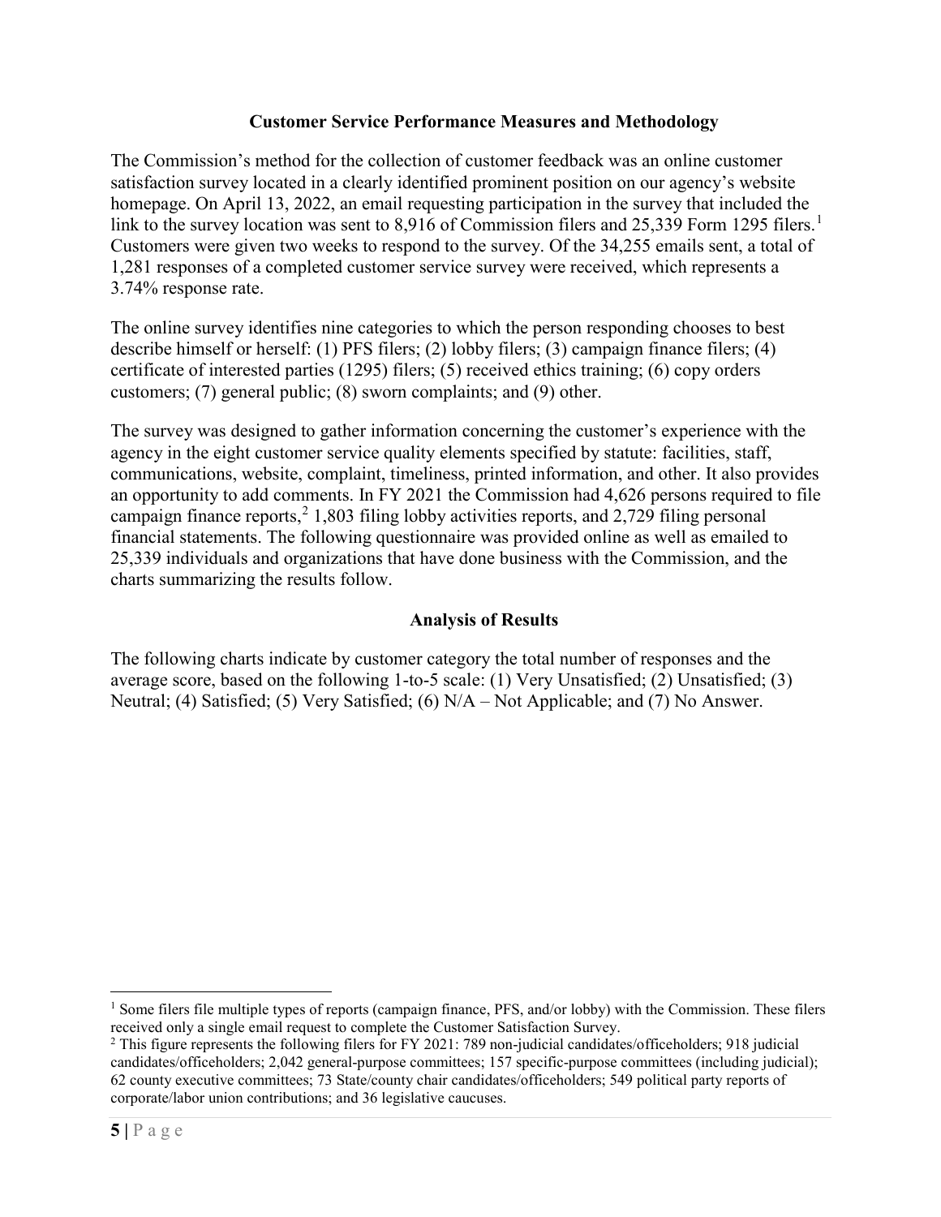## Customer Service Performance Measures and Methodology

The Commission's method for the collection of customer feedback was an online customer satisfaction survey located in a clearly identified prominent position on our agency's website homepage. On April 13, 2022, an email requesting participation in the survey that included the link to the survey location was sent to 8,916 of Commission filers and 25,339 Form 1295 filers.[1] Customers were given two weeks to respond to the survey. Of the 34,255 emails sent, a total of 1,281 responses of a completed customer service survey were received, which represents a 3.74% response rate.

The online survey identifies nine categories to which the person responding chooses to best describe himself or herself: (1) PFS filers; (2) lobby filers; (3) campaign finance filers; (4) certificate of interested parties (1295) filers; (5) received ethics training; (6) copy orders customers; (7) general public; (8) sworn complaints; and (9) other.

The survey was designed to gather information concerning the customer's experience with the agency in the eight customer service quality elements specified by statute: facilities, staff, communications, website, complaint, timeliness, printed information, and other. It also provides an opportunity to add comments. In FY 2021 the Commission had 4,626 persons required to file campaign finance reports,[2] 1,803 filing lobby activities reports, and 2,729 filing personal financial statements. The following questionnaire was provided online as well as emailed to 25,339 individuals and organizations that have done business with the Commission, and the charts summarizing the results follow.

## Analysis of Results

The following charts indicate by customer category the total number of responses and the average score, based on the following 1-to-5 scale: (1) Very Unsatisfied; (2) Unsatisfied; (3) Neutral; (4) Satisfied; (5) Very Satisfied; (6) N/A – Not Applicable; and (7) No Answer.

---

[1] Some filers file multiple types of reports (campaign finance, PFS, and/or lobby) with the Commission. These filers received only a single email request to complete the Customer Satisfaction Survey.

[2] This figure represents the following filers for FY 2021: 789 non-judicial candidates/officeholders; 918 judicial candidates/officeholders; 2,042 general-purpose committees; 157 specific-purpose committees (including judicial); 62 county executive committees; 73 State/county chair candidates/officeholders; 549 political party reports of corporate/labor union contributions; and 36 legislative caucuses.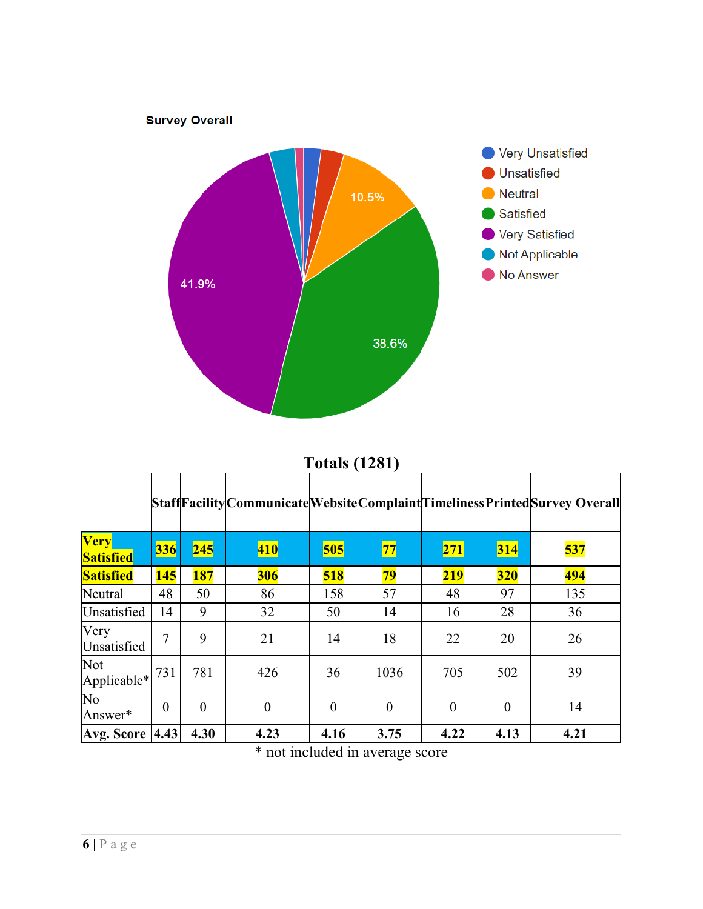Survey Overall

- Very Unsatisfied
- Unsatisfied
- Neutral
- Satisfied
- Very Satisfied
- Not Applicable
- No Answer

10.5%

41.9%

38.6%

### Totals (1281)

| | Staff | Facility | Communicate | Website | Complaint | Timeliness | Printed | Survey Overall |
|---|---|---|---|---|---|---|---|---|
| **Very Satisfied** | **336** | **245** | **410** | **505** | **77** | **271** | **314** | **537** |
| **Satisfied** | **145** | **187** | **306** | **518** | **79** | **219** | **320** | **494** |
| Neutral | 48 | 50 | 86 | 158 | 57 | 48 | 97 | 135 |
| Unsatisfied | 14 | 9 | 32 | 50 | 14 | 16 | 28 | 36 |
| Very Unsatisfied | 7 | 9 | 21 | 14 | 18 | 22 | 20 | 26 |
| Not Applicable* | 731 | 781 | 426 | 36 | 1036 | 705 | 502 | 39 |
| No Answer* | 0 | 0 | 0 | 0 | 0 | 0 | 0 | 14 |
| **Avg. Score** | **4.43** | **4.30** | **4.23** | **4.16** | **3.75** | **4.22** | **4.13** | **4.21** |

* not included in average score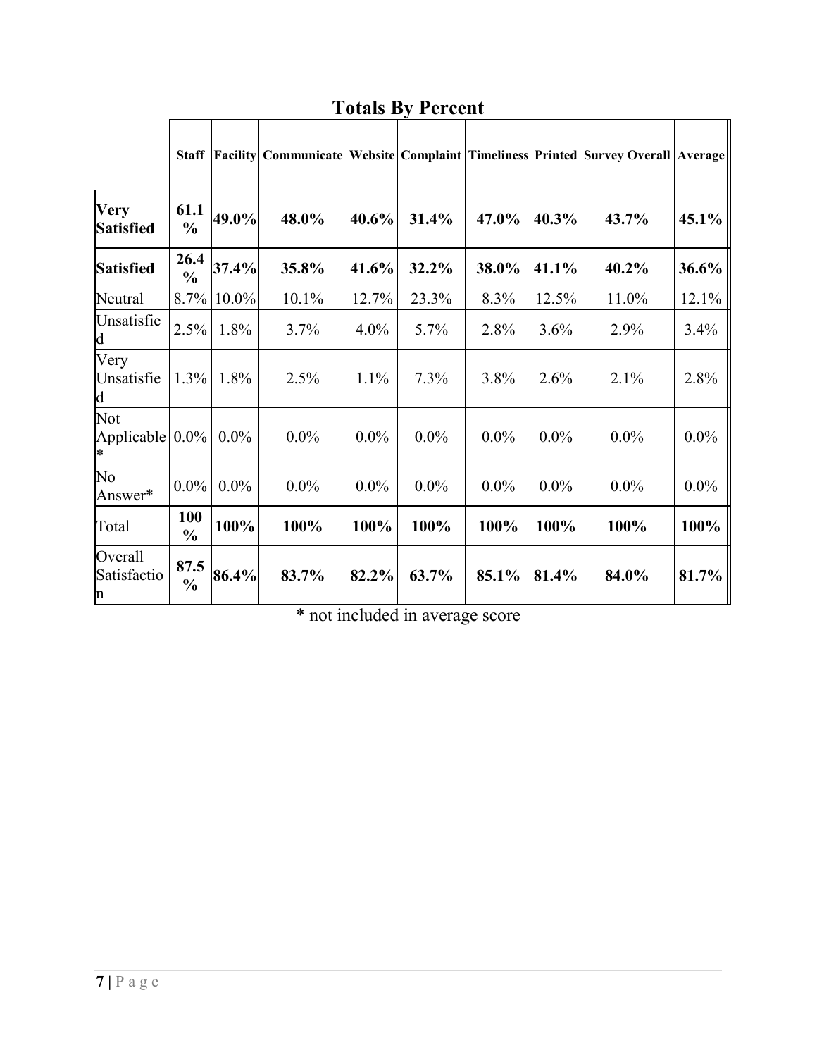## Totals By Percent

| | Staff | Facility | Communicate | Website | Complaint | Timeliness | Printed | Survey Overall | Average |
|---|---|---|---|---|---|---|---|---|---|
| **Very Satisfied** | **61.1%** | **49.0%** | **48.0%** | **40.6%** | **31.4%** | **47.0%** | **40.3%** | **43.7%** | **45.1%** |
| **Satisfied** | **26.4%** | **37.4%** | **35.8%** | **41.6%** | **32.2%** | **38.0%** | **41.1%** | **40.2%** | **36.6%** |
| Neutral | 8.7% | 10.0% | 10.1% | 12.7% | 23.3% | 8.3% | 12.5% | 11.0% | 12.1% |
| Unsatisfied | 2.5% | 1.8% | 3.7% | 4.0% | 5.7% | 2.8% | 3.6% | 2.9% | 3.4% |
| Very Unsatisfied | 1.3% | 1.8% | 2.5% | 1.1% | 7.3% | 3.8% | 2.6% | 2.1% | 2.8% |
| Not Applicable* | 0.0% | 0.0% | 0.0% | 0.0% | 0.0% | 0.0% | 0.0% | 0.0% | 0.0% |
| No Answer* | 0.0% | 0.0% | 0.0% | 0.0% | 0.0% | 0.0% | 0.0% | 0.0% | 0.0% |
| Total | **100%** | **100%** | **100%** | **100%** | **100%** | **100%** | **100%** | **100%** | **100%** |
| Overall Satisfaction | **87.5%** | **86.4%** | **83.7%** | **82.2%** | **63.7%** | **85.1%** | **81.4%** | **84.0%** | **81.7%** |

* not included in average score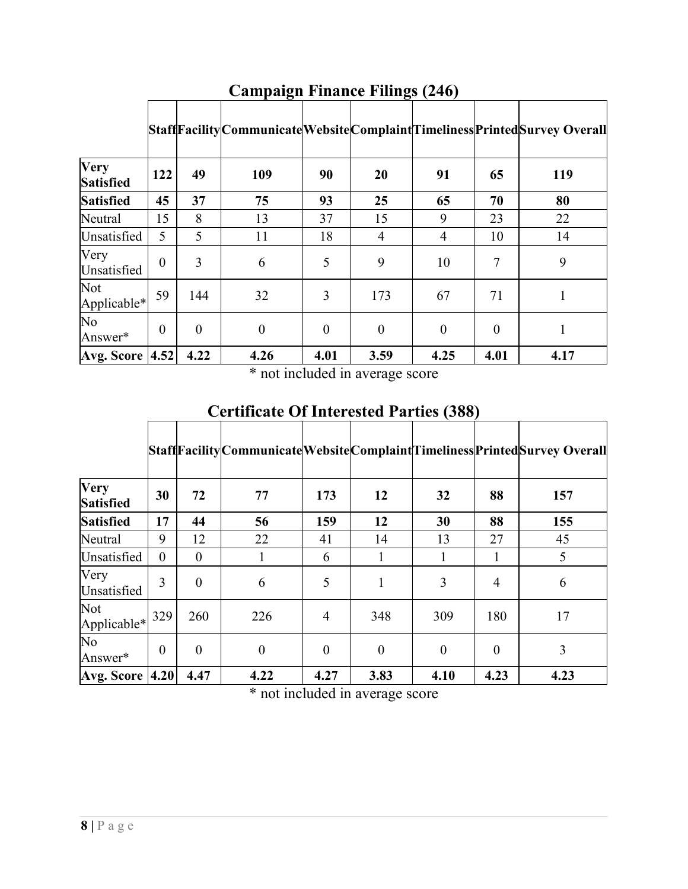## Campaign Finance Filings (246)

| | Staff | Facility | Communicate | Website | Complaint | Timeliness | Printed | Survey Overall |
|---|---|---|---|---|---|---|---|---|
| **Very Satisfied** | **122** | **49** | **109** | **90** | **20** | **91** | **65** | **119** |
| **Satisfied** | **45** | **37** | **75** | **93** | **25** | **65** | **70** | **80** |
| Neutral | 15 | 8 | 13 | 37 | 15 | 9 | 23 | 22 |
| Unsatisfied | 5 | 5 | 11 | 18 | 4 | 4 | 10 | 14 |
| Very Unsatisfied | 0 | 3 | 6 | 5 | 9 | 10 | 7 | 9 |
| Not Applicable* | 59 | 144 | 32 | 3 | 173 | 67 | 71 | 1 |
| No Answer* | 0 | 0 | 0 | 0 | 0 | 0 | 0 | 1 |
| **Avg. Score** | **4.52** | **4.22** | **4.26** | **4.01** | **3.59** | **4.25** | **4.01** | **4.17** |

* not included in average score

## Certificate Of Interested Parties (388)

| | Staff | Facility | Communicate | Website | Complaint | Timeliness | Printed | Survey Overall |
|---|---|---|---|---|---|---|---|---|
| **Very Satisfied** | **30** | **72** | **77** | **173** | **12** | **32** | **88** | **157** |
| **Satisfied** | **17** | **44** | **56** | **159** | **12** | **30** | **88** | **155** |
| Neutral | 9 | 12 | 22 | 41 | 14 | 13 | 27 | 45 |
| Unsatisfied | 0 | 0 | 1 | 6 | 1 | 1 | 1 | 5 |
| Very Unsatisfied | 3 | 0 | 6 | 5 | 1 | 3 | 4 | 6 |
| Not Applicable* | 329 | 260 | 226 | 4 | 348 | 309 | 180 | 17 |
| No Answer* | 0 | 0 | 0 | 0 | 0 | 0 | 0 | 3 |
| **Avg. Score** | **4.20** | **4.47** | **4.22** | **4.27** | **3.83** | **4.10** | **4.23** | **4.23** |

* not included in average score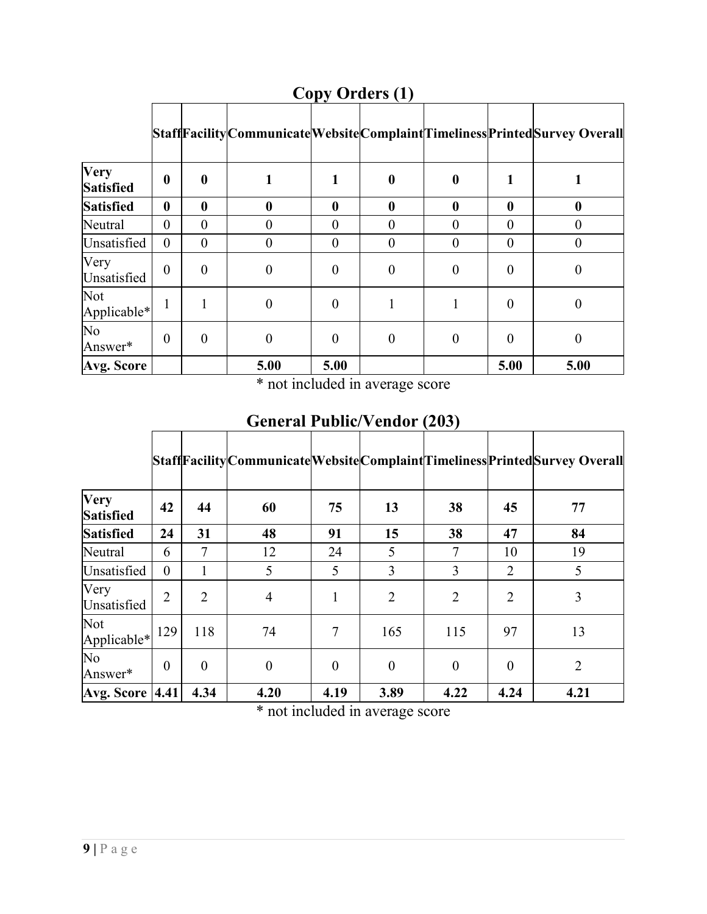## Copy Orders (1)

| | Staff | Facility | Communicate | Website | Complaint | Timeliness | Printed | Survey Overall |
|---|---|---|---|---|---|---|---|---|
| **Very Satisfied** | **0** | **0** | **1** | **1** | **0** | **0** | **1** | **1** |
| **Satisfied** | **0** | **0** | **0** | **0** | **0** | **0** | **0** | **0** |
| Neutral | 0 | 0 | 0 | 0 | 0 | 0 | 0 | 0 |
| Unsatisfied | 0 | 0 | 0 | 0 | 0 | 0 | 0 | 0 |
| Very Unsatisfied | 0 | 0 | 0 | 0 | 0 | 0 | 0 | 0 |
| Not Applicable* | 1 | 1 | 0 | 0 | 1 | 1 | 0 | 0 |
| No Answer* | 0 | 0 | 0 | 0 | 0 | 0 | 0 | 0 |
| **Avg. Score** | | | **5.00** | **5.00** | | | **5.00** | **5.00** |

* not included in average score

## General Public/Vendor (203)

| | Staff | Facility | Communicate | Website | Complaint | Timeliness | Printed | Survey Overall |
|---|---|---|---|---|---|---|---|---|
| **Very Satisfied** | **42** | **44** | **60** | **75** | **13** | **38** | **45** | **77** |
| **Satisfied** | **24** | **31** | **48** | **91** | **15** | **38** | **47** | **84** |
| Neutral | 6 | 7 | 12 | 24 | 5 | 7 | 10 | 19 |
| Unsatisfied | 0 | 1 | 5 | 5 | 3 | 3 | 2 | 5 |
| Very Unsatisfied | 2 | 2 | 4 | 1 | 2 | 2 | 2 | 3 |
| Not Applicable* | 129 | 118 | 74 | 7 | 165 | 115 | 97 | 13 |
| No Answer* | 0 | 0 | 0 | 0 | 0 | 0 | 0 | 2 |
| **Avg. Score** | **4.41** | **4.34** | **4.20** | **4.19** | **3.89** | **4.22** | **4.24** | **4.21** |

* not included in average score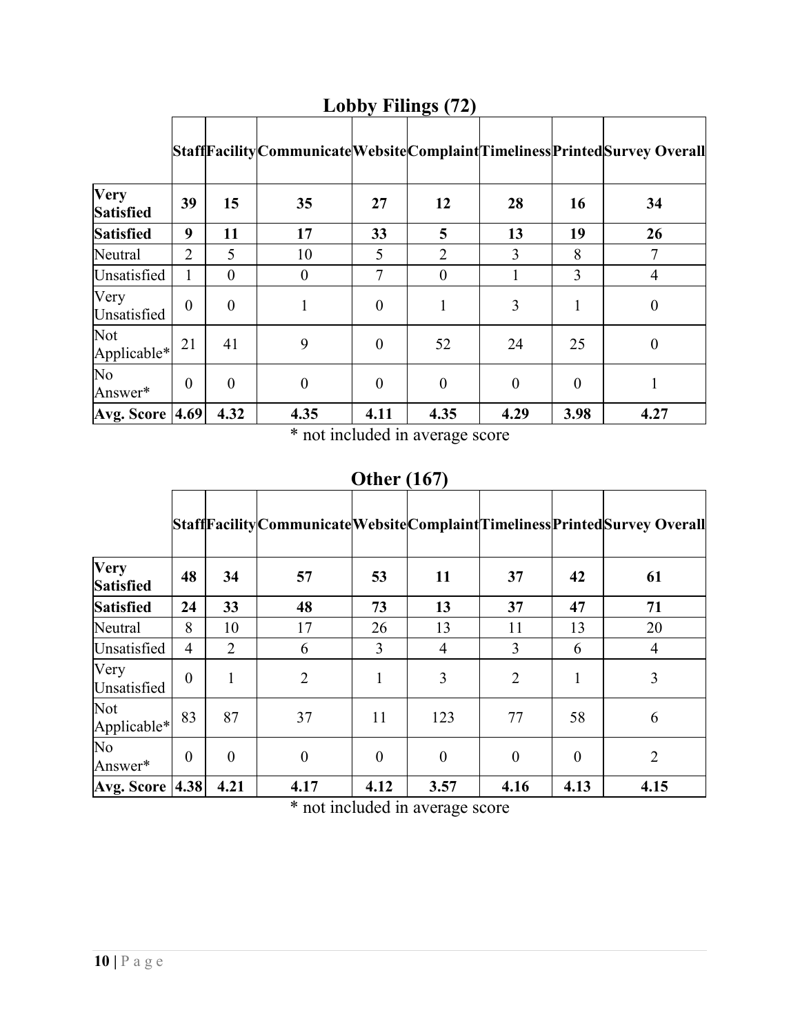## Lobby Filings (72)

| | Staff | Facility | Communicate | Website | Complaint | Timeliness | Printed | Survey Overall |
|---|---|---|---|---|---|---|---|---|
| **Very Satisfied** | **39** | **15** | **35** | **27** | **12** | **28** | **16** | **34** |
| **Satisfied** | **9** | **11** | **17** | **33** | **5** | **13** | **19** | **26** |
| Neutral | 2 | 5 | 10 | 5 | 2 | 3 | 8 | 7 |
| Unsatisfied | 1 | 0 | 0 | 7 | 0 | 1 | 3 | 4 |
| Very Unsatisfied | 0 | 0 | 1 | 0 | 1 | 3 | 1 | 0 |
| Not Applicable* | 21 | 41 | 9 | 0 | 52 | 24 | 25 | 0 |
| No Answer* | 0 | 0 | 0 | 0 | 0 | 0 | 0 | 1 |
| **Avg. Score** | **4.69** | **4.32** | **4.35** | **4.11** | **4.35** | **4.29** | **3.98** | **4.27** |

* not included in average score

## Other (167)

| | Staff | Facility | Communicate | Website | Complaint | Timeliness | Printed | Survey Overall |
|---|---|---|---|---|---|---|---|---|
| **Very Satisfied** | **48** | **34** | **57** | **53** | **11** | **37** | **42** | **61** |
| **Satisfied** | **24** | **33** | **48** | **73** | **13** | **37** | **47** | **71** |
| Neutral | 8 | 10 | 17 | 26 | 13 | 11 | 13 | 20 |
| Unsatisfied | 4 | 2 | 6 | 3 | 4 | 3 | 6 | 4 |
| Very Unsatisfied | 0 | 1 | 2 | 1 | 3 | 2 | 1 | 3 |
| Not Applicable* | 83 | 87 | 37 | 11 | 123 | 77 | 58 | 6 |
| No Answer* | 0 | 0 | 0 | 0 | 0 | 0 | 0 | 2 |
| **Avg. Score** | **4.38** | **4.21** | **4.17** | **4.12** | **3.57** | **4.16** | **4.13** | **4.15** |

* not included in average score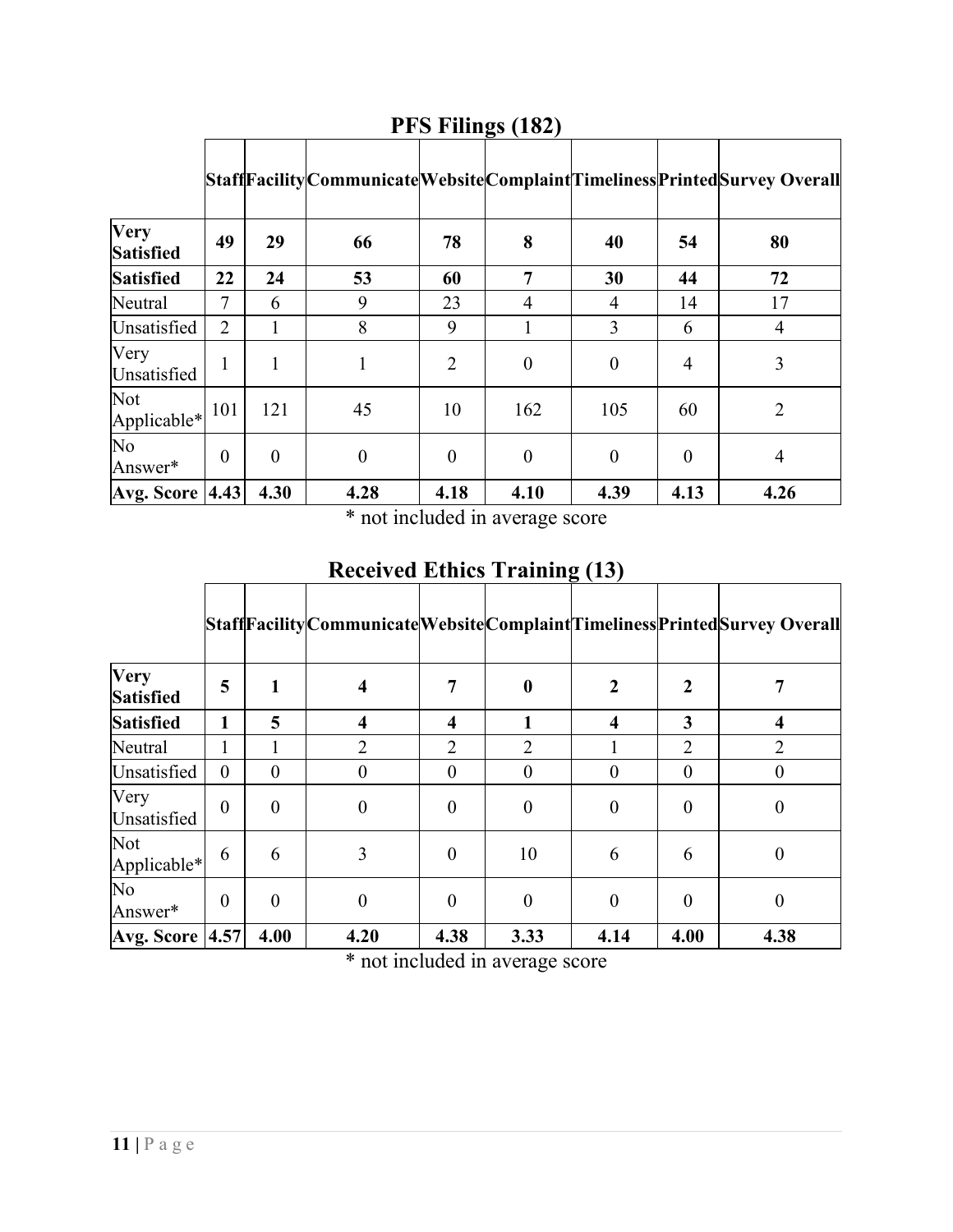## PFS Filings (182)

| | Staff | Facility | Communicate | Website | Complaint | Timeliness | Printed | Survey Overall |
|---|---|---|---|---|---|---|---|---|
| **Very Satisfied** | **49** | **29** | **66** | **78** | **8** | **40** | **54** | **80** |
| **Satisfied** | **22** | **24** | **53** | **60** | **7** | **30** | **44** | **72** |
| Neutral | 7 | 6 | 9 | 23 | 4 | 4 | 14 | 17 |
| Unsatisfied | 2 | 1 | 8 | 9 | 1 | 3 | 6 | 4 |
| Very Unsatisfied | 1 | 1 | 1 | 2 | 0 | 0 | 4 | 3 |
| Not Applicable* | 101 | 121 | 45 | 10 | 162 | 105 | 60 | 2 |
| No Answer* | 0 | 0 | 0 | 0 | 0 | 0 | 0 | 4 |
| **Avg. Score** | **4.43** | **4.30** | **4.28** | **4.18** | **4.10** | **4.39** | **4.13** | **4.26** |

* not included in average score

## Received Ethics Training (13)

| | Staff | Facility | Communicate | Website | Complaint | Timeliness | Printed | Survey Overall |
|---|---|---|---|---|---|---|---|---|
| **Very Satisfied** | **5** | **1** | **4** | **7** | **0** | **2** | **2** | **7** |
| **Satisfied** | **1** | **5** | **4** | **4** | **1** | **4** | **3** | **4** |
| Neutral | 1 | 1 | 2 | 2 | 2 | 1 | 2 | 2 |
| Unsatisfied | 0 | 0 | 0 | 0 | 0 | 0 | 0 | 0 |
| Very Unsatisfied | 0 | 0 | 0 | 0 | 0 | 0 | 0 | 0 |
| Not Applicable* | 6 | 6 | 3 | 0 | 10 | 6 | 6 | 0 |
| No Answer* | 0 | 0 | 0 | 0 | 0 | 0 | 0 | 0 |
| **Avg. Score** | **4.57** | **4.00** | **4.20** | **4.38** | **3.33** | **4.14** | **4.00** | **4.38** |

* not included in average score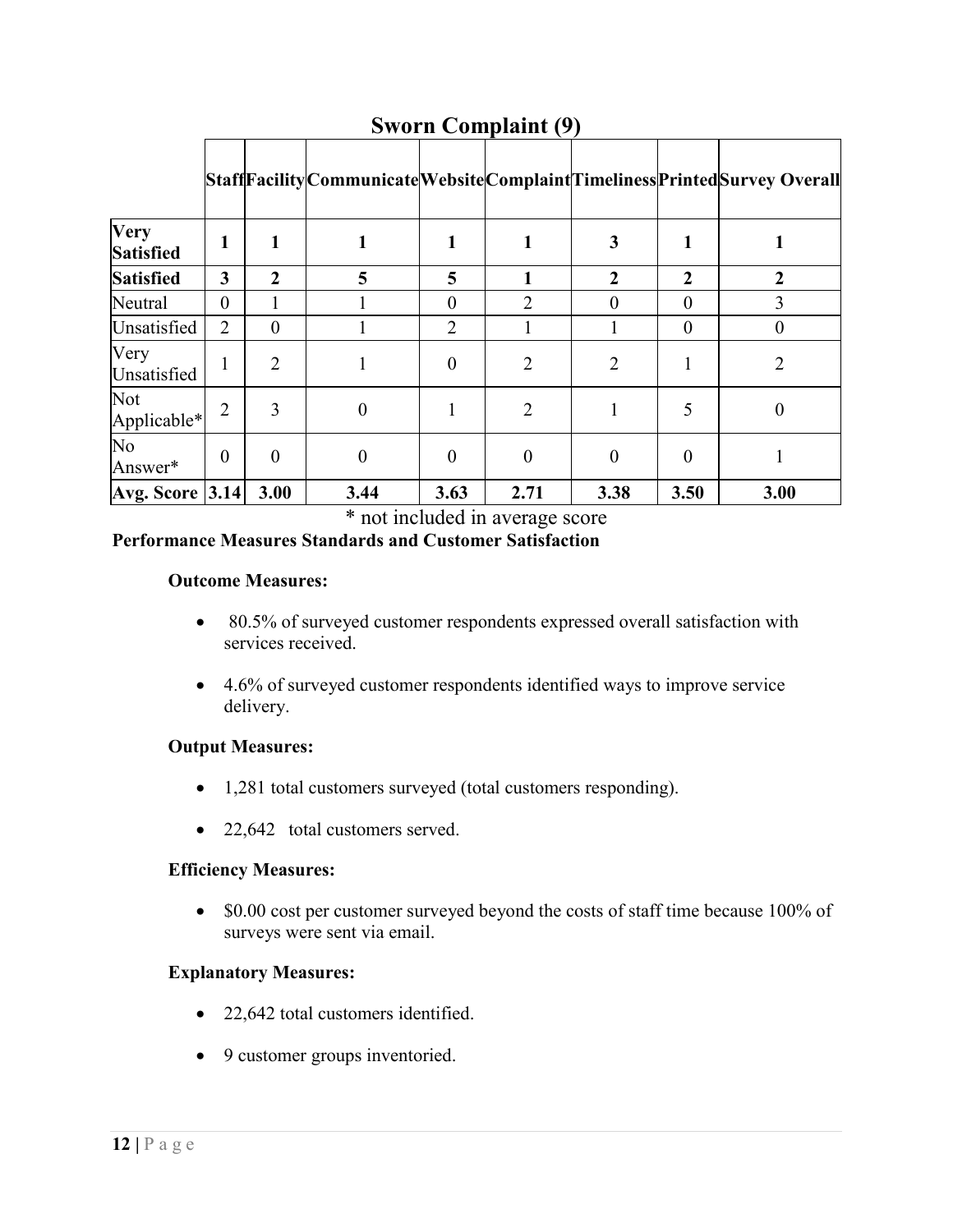## Sworn Complaint (9)

| | Staff | Facility | Communicate | Website | Complaint | Timeliness | Printed | Survey Overall |
|---|---|---|---|---|---|---|---|---|
| **Very Satisfied** | **1** | **1** | **1** | **1** | **1** | **3** | **1** | **1** |
| **Satisfied** | **3** | **2** | **5** | **5** | **1** | **2** | **2** | **2** |
| Neutral | 0 | 1 | 1 | 0 | 2 | 0 | 0 | 3 |
| Unsatisfied | 2 | 0 | 1 | 2 | 1 | 1 | 0 | 0 |
| Very Unsatisfied | 1 | 2 | 1 | 0 | 2 | 2 | 1 | 2 |
| Not Applicable* | 2 | 3 | 0 | 1 | 2 | 1 | 5 | 0 |
| No Answer* | 0 | 0 | 0 | 0 | 0 | 0 | 0 | 1 |
| **Avg. Score** | **3.14** | **3.00** | **3.44** | **3.63** | **2.71** | **3.38** | **3.50** | **3.00** |

* not included in average score

**Performance Measures Standards and Customer Satisfaction**

**Outcome Measures:**

- 80.5% of surveyed customer respondents expressed overall satisfaction with services received.
- 4.6% of surveyed customer respondents identified ways to improve service delivery.

**Output Measures:**

- 1,281 total customers surveyed (total customers responding).
- 22,642 total customers served.

**Efficiency Measures:**

- $0.00 cost per customer surveyed beyond the costs of staff time because 100% of surveys were sent via email.

**Explanatory Measures:**

- 22,642 total customers identified.
- 9 customer groups inventoried.